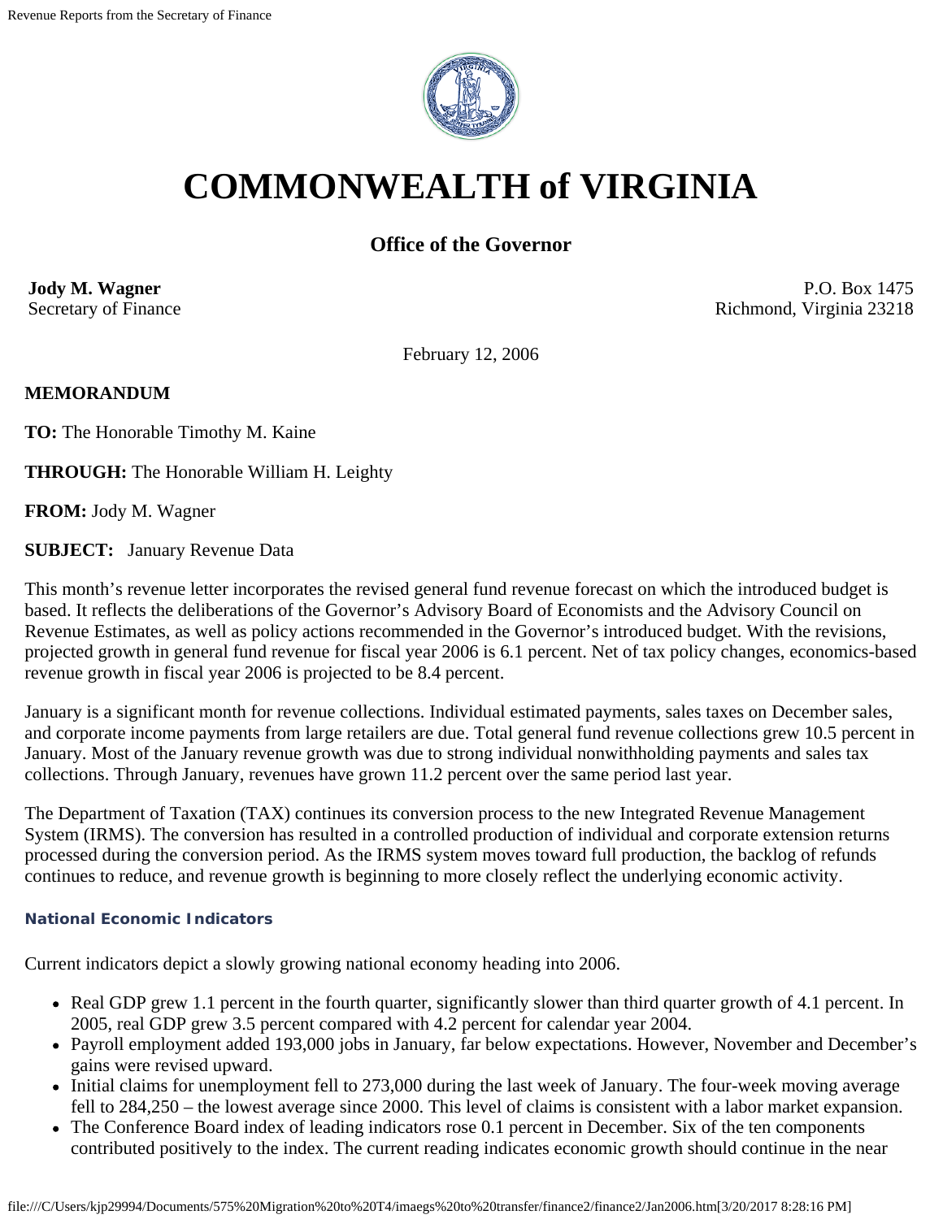# COMMONWEALTH of VIRGINIA

## Office of the Governor

**Jody M. Wagner**
Secretary of Finance

P.O. Box 1475
Richmond, Virginia 23218

February 12, 2006

**MEMORANDUM**

**TO:** The Honorable Timothy M. Kaine

**THROUGH:** The Honorable William H. Leighty

**FROM:** Jody M. Wagner

**SUBJECT:** January Revenue Data

This month's revenue letter incorporates the revised general fund revenue forecast on which the introduced budget is based. It reflects the deliberations of the Governor's Advisory Board of Economists and the Advisory Council on Revenue Estimates, as well as policy actions recommended in the Governor's introduced budget. With the revisions, projected growth in general fund revenue for fiscal year 2006 is 6.1 percent. Net of tax policy changes, economics-based revenue growth in fiscal year 2006 is projected to be 8.4 percent.

January is a significant month for revenue collections. Individual estimated payments, sales taxes on December sales, and corporate income payments from large retailers are due. Total general fund revenue collections grew 10.5 percent in January. Most of the January revenue growth was due to strong individual nonwithholding payments and sales tax collections. Through January, revenues have grown 11.2 percent over the same period last year.

The Department of Taxation (TAX) continues its conversion process to the new Integrated Revenue Management System (IRMS). The conversion has resulted in a controlled production of individual and corporate extension returns processed during the conversion period. As the IRMS system moves toward full production, the backlog of refunds continues to reduce, and revenue growth is beginning to more closely reflect the underlying economic activity.

### National Economic Indicators

Current indicators depict a slowly growing national economy heading into 2006.

- Real GDP grew 1.1 percent in the fourth quarter, significantly slower than third quarter growth of 4.1 percent. In 2005, real GDP grew 3.5 percent compared with 4.2 percent for calendar year 2004.
- Payroll employment added 193,000 jobs in January, far below expectations. However, November and December's gains were revised upward.
- Initial claims for unemployment fell to 273,000 during the last week of January. The four-week moving average fell to 284,250 – the lowest average since 2000. This level of claims is consistent with a labor market expansion.
- The Conference Board index of leading indicators rose 0.1 percent in December. Six of the ten components contributed positively to the index. The current reading indicates economic growth should continue in the near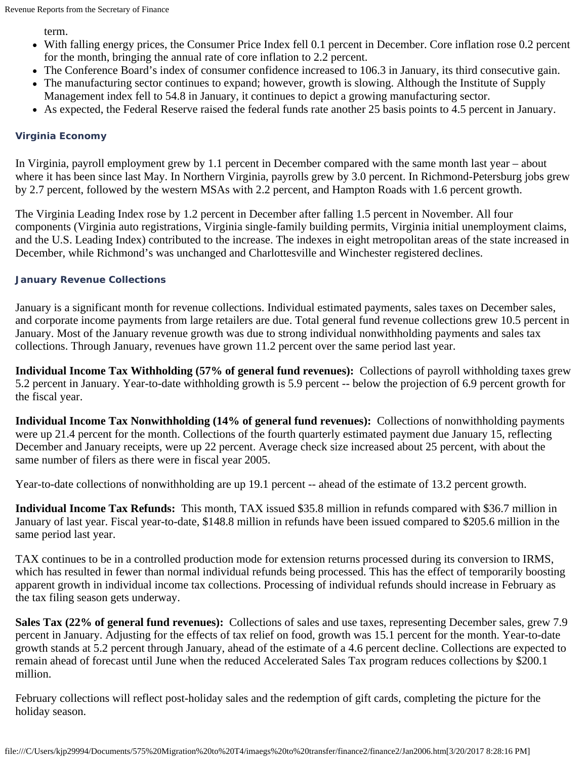term.

- With falling energy prices, the Consumer Price Index fell 0.1 percent in December. Core inflation rose 0.2 percent for the month, bringing the annual rate of core inflation to 2.2 percent.
- The Conference Board's index of consumer confidence increased to 106.3 in January, its third consecutive gain.
- The manufacturing sector continues to expand; however, growth is slowing. Although the Institute of Supply Management index fell to 54.8 in January, it continues to depict a growing manufacturing sector.
- As expected, the Federal Reserve raised the federal funds rate another 25 basis points to 4.5 percent in January.

### Virginia Economy

In Virginia, payroll employment grew by 1.1 percent in December compared with the same month last year – about where it has been since last May. In Northern Virginia, payrolls grew by 3.0 percent. In Richmond-Petersburg jobs grew by 2.7 percent, followed by the western MSAs with 2.2 percent, and Hampton Roads with 1.6 percent growth.

The Virginia Leading Index rose by 1.2 percent in December after falling 1.5 percent in November. All four components (Virginia auto registrations, Virginia single-family building permits, Virginia initial unemployment claims, and the U.S. Leading Index) contributed to the increase. The indexes in eight metropolitan areas of the state increased in December, while Richmond's was unchanged and Charlottesville and Winchester registered declines.

### January Revenue Collections

January is a significant month for revenue collections. Individual estimated payments, sales taxes on December sales, and corporate income payments from large retailers are due. Total general fund revenue collections grew 10.5 percent in January. Most of the January revenue growth was due to strong individual nonwithholding payments and sales tax collections. Through January, revenues have grown 11.2 percent over the same period last year.

**Individual Income Tax Withholding (57% of general fund revenues):** Collections of payroll withholding taxes grew 5.2 percent in January. Year-to-date withholding growth is 5.9 percent -- below the projection of 6.9 percent growth for the fiscal year.

**Individual Income Tax Nonwithholding (14% of general fund revenues):** Collections of nonwithholding payments were up 21.4 percent for the month. Collections of the fourth quarterly estimated payment due January 15, reflecting December and January receipts, were up 22 percent. Average check size increased about 25 percent, with about the same number of filers as there were in fiscal year 2005.

Year-to-date collections of nonwithholding are up 19.1 percent -- ahead of the estimate of 13.2 percent growth.

**Individual Income Tax Refunds:** This month, TAX issued $35.8 million in refunds compared with $36.7 million in January of last year. Fiscal year-to-date, $148.8 million in refunds have been issued compared to $205.6 million in the same period last year.

TAX continues to be in a controlled production mode for extension returns processed during its conversion to IRMS, which has resulted in fewer than normal individual refunds being processed. This has the effect of temporarily boosting apparent growth in individual income tax collections. Processing of individual refunds should increase in February as the tax filing season gets underway.

**Sales Tax (22% of general fund revenues):** Collections of sales and use taxes, representing December sales, grew 7.9 percent in January. Adjusting for the effects of tax relief on food, growth was 15.1 percent for the month. Year-to-date growth stands at 5.2 percent through January, ahead of the estimate of a 4.6 percent decline. Collections are expected to remain ahead of forecast until June when the reduced Accelerated Sales Tax program reduces collections by $200.1 million.

February collections will reflect post-holiday sales and the redemption of gift cards, completing the picture for the holiday season.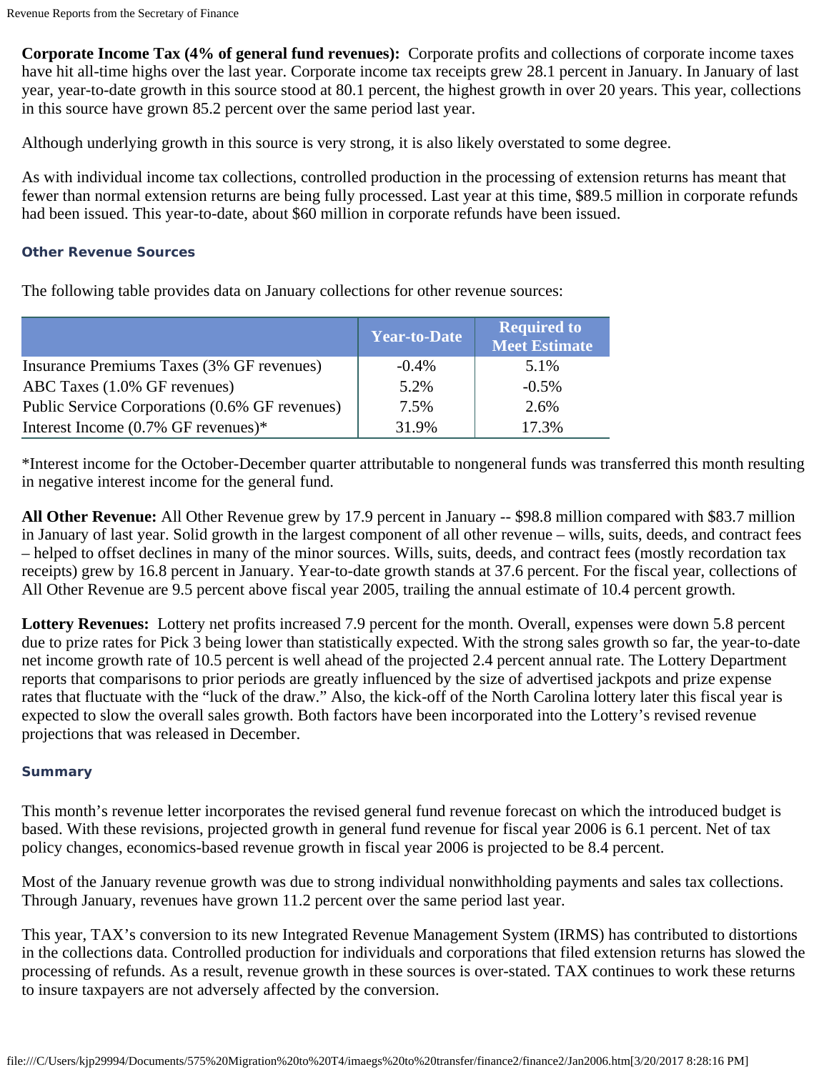**Corporate Income Tax (4% of general fund revenues):** Corporate profits and collections of corporate income taxes have hit all-time highs over the last year. Corporate income tax receipts grew 28.1 percent in January. In January of last year, year-to-date growth in this source stood at 80.1 percent, the highest growth in over 20 years. This year, collections in this source have grown 85.2 percent over the same period last year.

Although underlying growth in this source is very strong, it is also likely overstated to some degree.

As with individual income tax collections, controlled production in the processing of extension returns has meant that fewer than normal extension returns are being fully processed. Last year at this time, $89.5 million in corporate refunds had been issued. This year-to-date, about $60 million in corporate refunds have been issued.

#### Other Revenue Sources

The following table provides data on January collections for other revenue sources:

| | Year-to-Date | Required to Meet Estimate |
|---|---|---|
| Insurance Premiums Taxes (3% GF revenues) | -0.4% | 5.1% |
| ABC Taxes (1.0% GF revenues) | 5.2% | -0.5% |
| Public Service Corporations (0.6% GF revenues) | 7.5% | 2.6% |
| Interest Income (0.7% GF revenues)* | 31.9% | 17.3% |

*Interest income for the October-December quarter attributable to nongeneral funds was transferred this month resulting in negative interest income for the general fund.

**All Other Revenue:** All Other Revenue grew by 17.9 percent in January -- $98.8 million compared with $83.7 million in January of last year. Solid growth in the largest component of all other revenue – wills, suits, deeds, and contract fees – helped to offset declines in many of the minor sources. Wills, suits, deeds, and contract fees (mostly recordation tax receipts) grew by 16.8 percent in January. Year-to-date growth stands at 37.6 percent. For the fiscal year, collections of All Other Revenue are 9.5 percent above fiscal year 2005, trailing the annual estimate of 10.4 percent growth.

**Lottery Revenues:** Lottery net profits increased 7.9 percent for the month. Overall, expenses were down 5.8 percent due to prize rates for Pick 3 being lower than statistically expected. With the strong sales growth so far, the year-to-date net income growth rate of 10.5 percent is well ahead of the projected 2.4 percent annual rate. The Lottery Department reports that comparisons to prior periods are greatly influenced by the size of advertised jackpots and prize expense rates that fluctuate with the "luck of the draw." Also, the kick-off of the North Carolina lottery later this fiscal year is expected to slow the overall sales growth. Both factors have been incorporated into the Lottery's revised revenue projections that was released in December.

#### Summary

This month's revenue letter incorporates the revised general fund revenue forecast on which the introduced budget is based. With these revisions, projected growth in general fund revenue for fiscal year 2006 is 6.1 percent. Net of tax policy changes, economics-based revenue growth in fiscal year 2006 is projected to be 8.4 percent.

Most of the January revenue growth was due to strong individual nonwithholding payments and sales tax collections. Through January, revenues have grown 11.2 percent over the same period last year.

This year, TAX's conversion to its new Integrated Revenue Management System (IRMS) has contributed to distortions in the collections data. Controlled production for individuals and corporations that filed extension returns has slowed the processing of refunds. As a result, revenue growth in these sources is over-stated. TAX continues to work these returns to insure taxpayers are not adversely affected by the conversion.